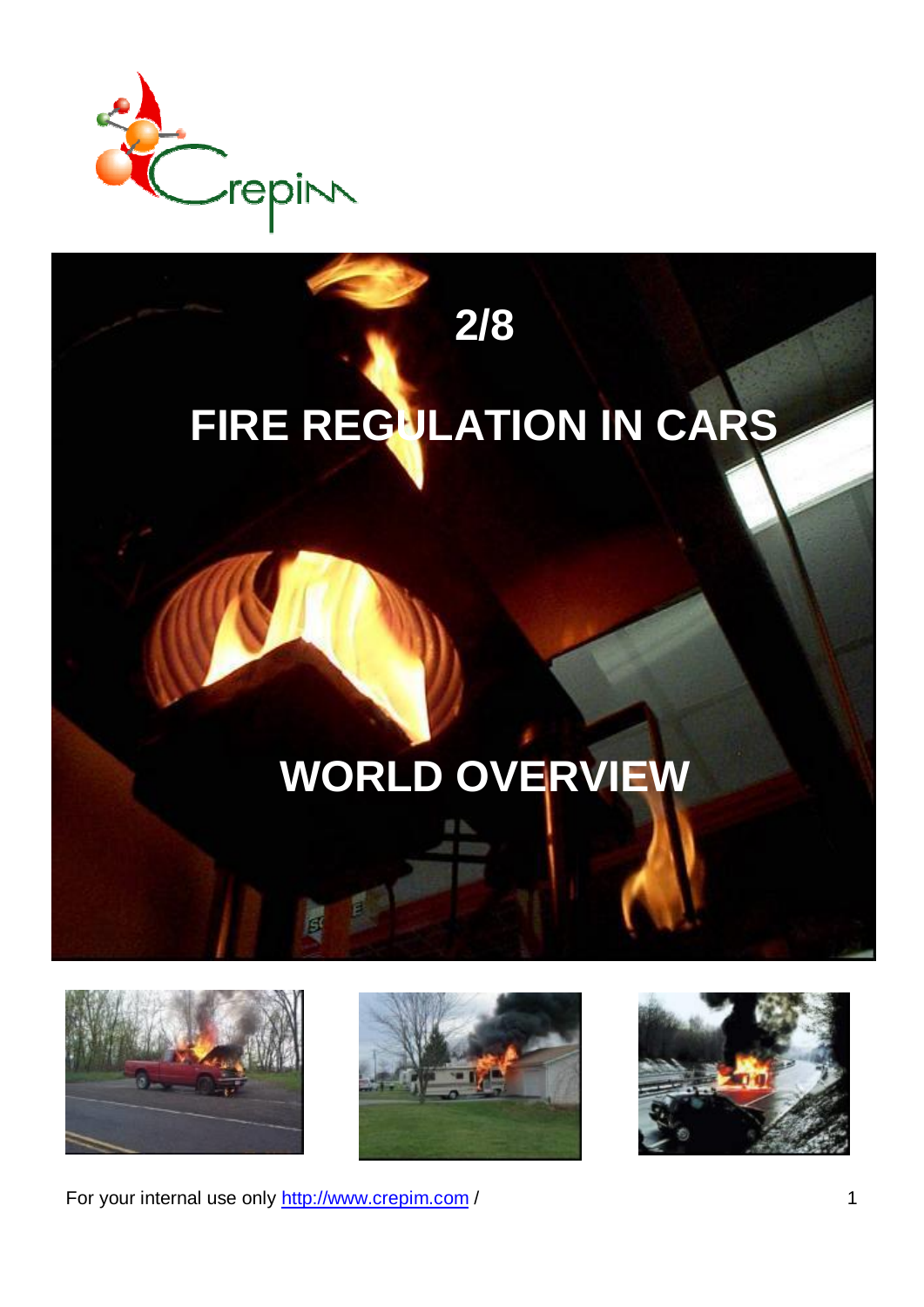2/8

# FIRE REGULATION IN CARS

# WORLD OVERVIEW

For your internal use only http://www.crepim.com /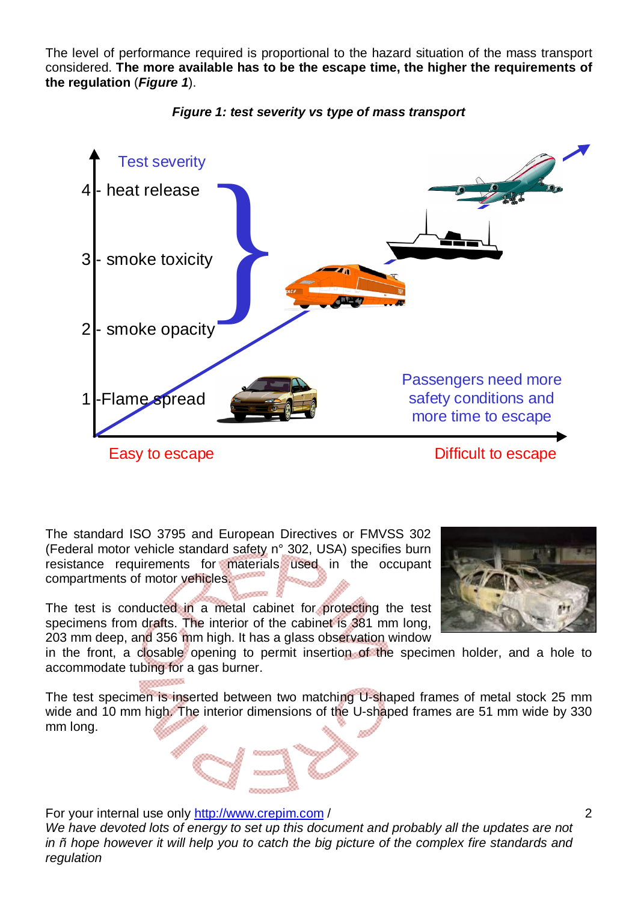The level of performance required is proportional to the hazard situation of the mass transport considered. **The more available has to be the escape time, the higher the requirements of the regulation** (***Figure 1***).

***Figure 1: test severity vs type of mass transport***

Test severity

4 - heat release

3 - smoke toxicity

2 - smoke opacity

1 -Flame spread

Passengers need more safety conditions and more time to escape

Easy to escape

Difficult to escape

The standard ISO 3795 and European Directives or FMVSS 302 (Federal motor vehicle standard safety n° 302, USA) specifies burn resistance requirements for materials used in the occupant compartments of motor vehicles.

The test is conducted in a metal cabinet for protecting the test specimens from drafts. The interior of the cabinet is 381 mm long, 203 mm deep, and 356 mm high. It has a glass observation window in the front, a closable opening to permit insertion of the specimen holder, and a hole to accommodate tubing for a gas burner.

The test specimen is inserted between two matching U-shaped frames of metal stock 25 mm wide and 10 mm high. The interior dimensions of the U-shaped frames are 51 mm wide by 330 mm long.

For your internal use only http://www.crepim.com /
*We have devoted lots of energy to set up this document and probably all the updates are not in ñ hope however it will help you to catch the big picture of the complex fire standards and regulation*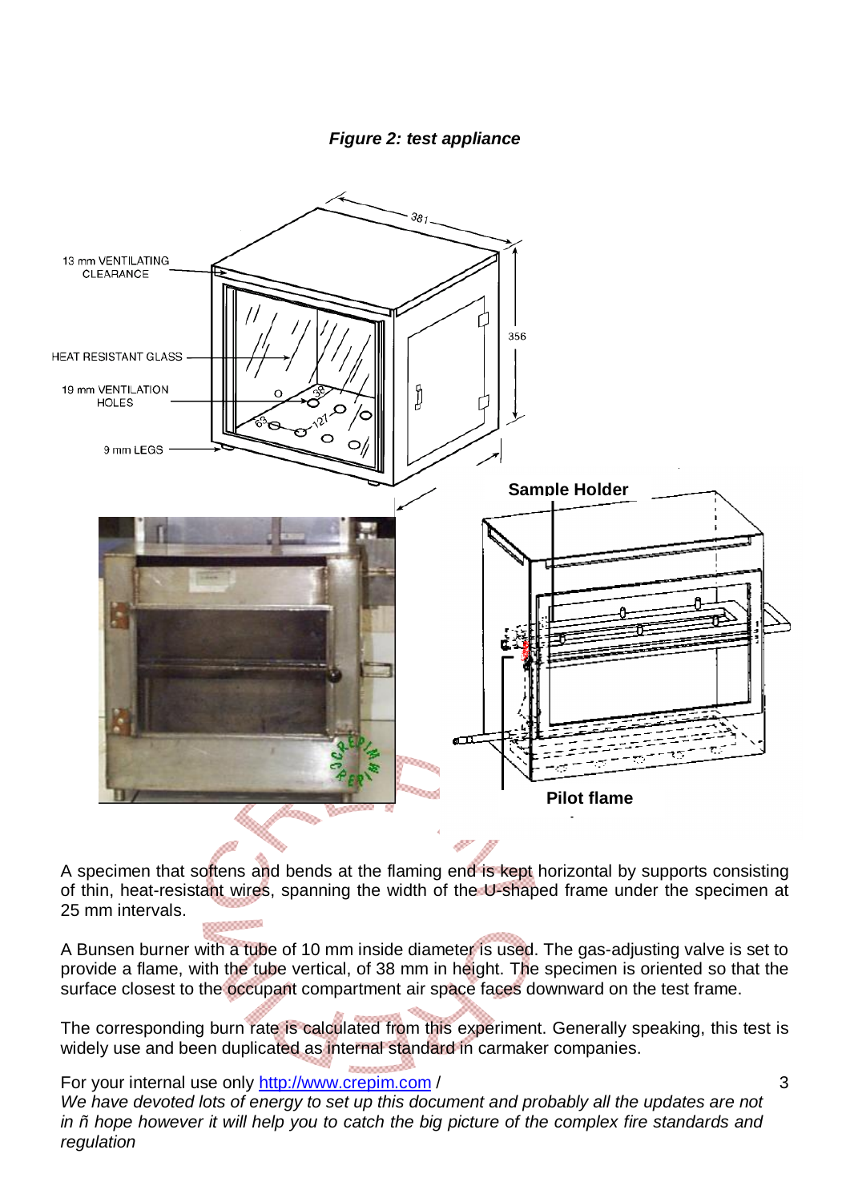*Figure 2: test appliance*

A specimen that softens and bends at the flaming end is kept horizontal by supports consisting of thin, heat-resistant wires, spanning the width of the U-shaped frame under the specimen at 25 mm intervals.

A Bunsen burner with a tube of 10 mm inside diameter is used. The gas-adjusting valve is set to provide a flame, with the tube vertical, of 38 mm in height. The specimen is oriented so that the surface closest to the occupant compartment air space faces downward on the test frame.

The corresponding burn rate is calculated from this experiment. Generally speaking, this test is widely use and been duplicated as internal standard in carmaker companies.

For your internal use only http://www.crepim.com /
*We have devoted lots of energy to set up this document and probably all the updates are not in ñ hope however it will help you to catch the big picture of the complex fire standards and regulation*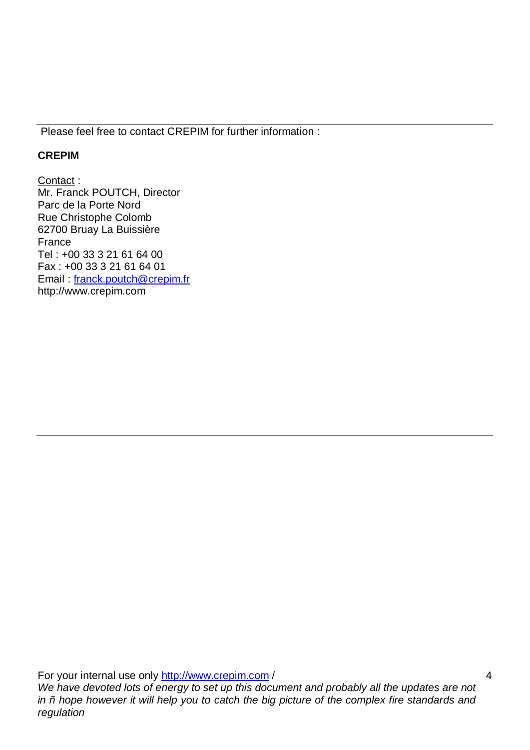Please feel free to contact CREPIM for further information :

**CREPIM**

Contact :
Mr. Franck POUTCH, Director
Parc de la Porte Nord
Rue Christophe Colomb
62700 Bruay La Buissière
France
Tel : +00 33 3 21 61 64 00
Fax : +00 33 3 21 61 64 01
Email : franck.poutch@crepim.fr
http://www.crepim.com